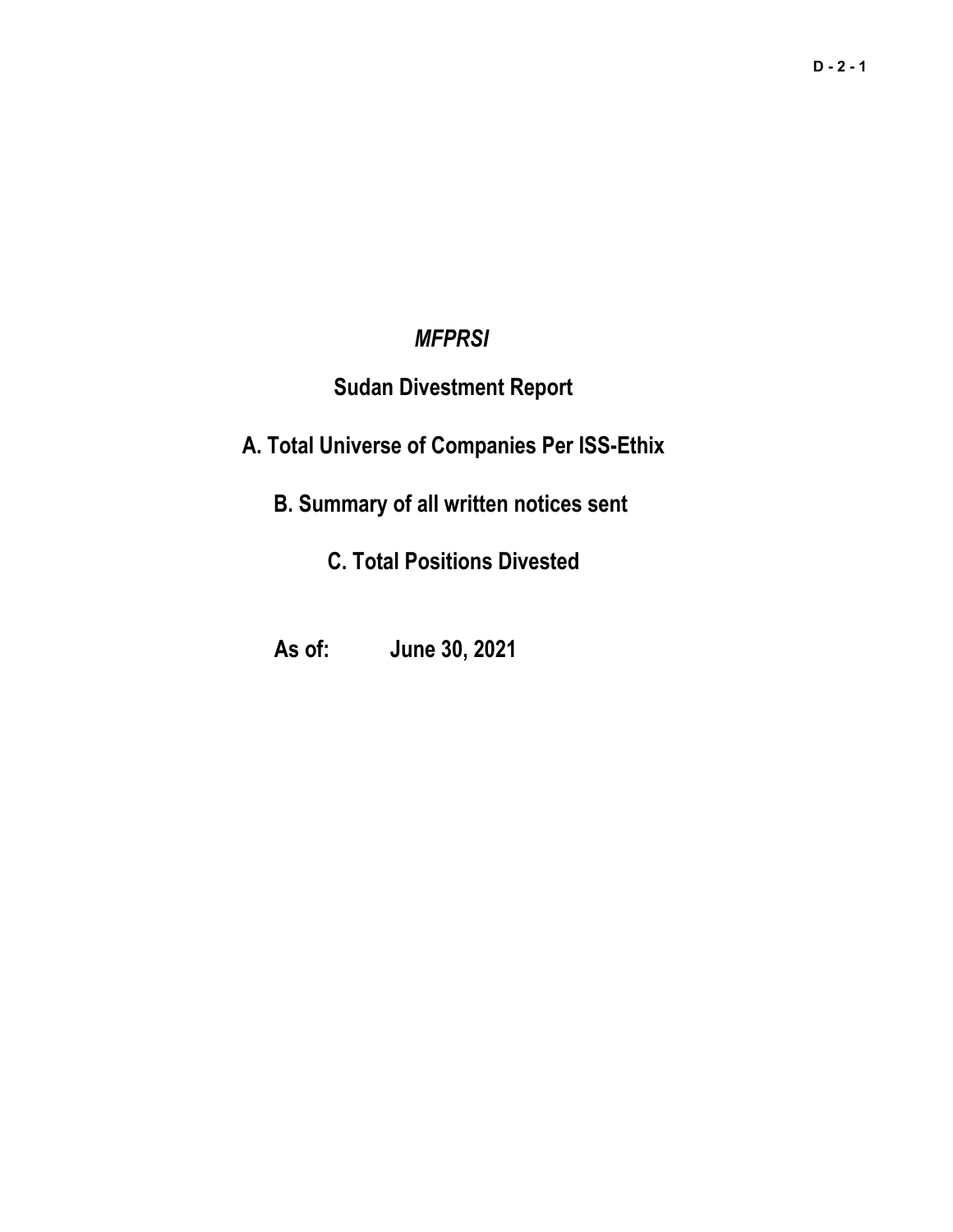*MFPRSI*

# Sudan Divestment Report

## A. Total Universe of Companies Per ISS-Ethix

## B. Summary of all written notices sent

## C. Total Positions Divested

**As of: June 30, 2021**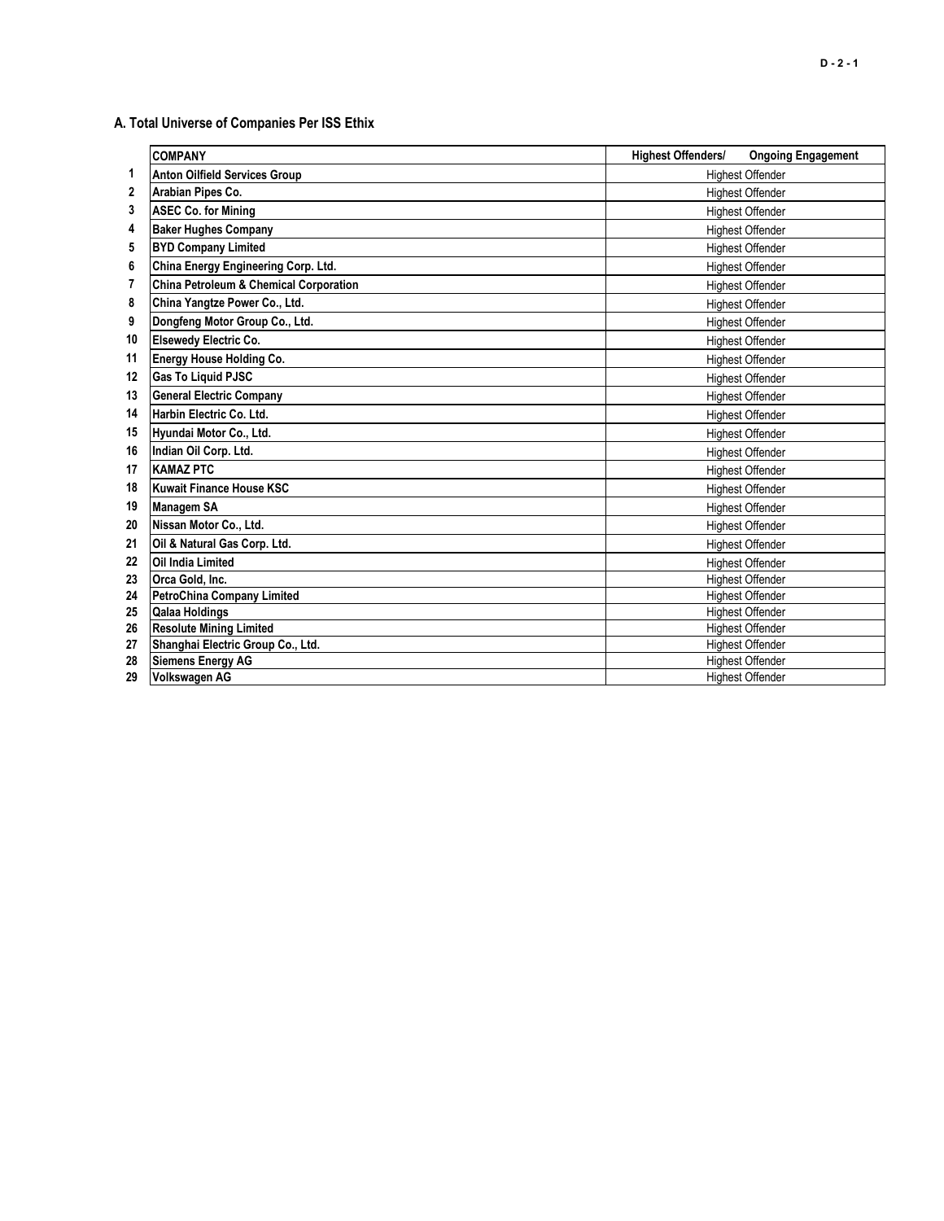## A. Total Universe of Companies Per ISS Ethix

| | COMPANY | Highest Offenders/ Ongoing Engagement |
|---|---|---|
| 1 | Anton Oilfield Services Group | Highest Offender |
| 2 | Arabian Pipes Co. | Highest Offender |
| 3 | ASEC Co. for Mining | Highest Offender |
| 4 | Baker Hughes Company | Highest Offender |
| 5 | BYD Company Limited | Highest Offender |
| 6 | China Energy Engineering Corp. Ltd. | Highest Offender |
| 7 | China Petroleum & Chemical Corporation | Highest Offender |
| 8 | China Yangtze Power Co., Ltd. | Highest Offender |
| 9 | Dongfeng Motor Group Co., Ltd. | Highest Offender |
| 10 | Elsewedy Electric Co. | Highest Offender |
| 11 | Energy House Holding Co. | Highest Offender |
| 12 | Gas To Liquid PJSC | Highest Offender |
| 13 | General Electric Company | Highest Offender |
| 14 | Harbin Electric Co. Ltd. | Highest Offender |
| 15 | Hyundai Motor Co., Ltd. | Highest Offender |
| 16 | Indian Oil Corp. Ltd. | Highest Offender |
| 17 | KAMAZ PTC | Highest Offender |
| 18 | Kuwait Finance House KSC | Highest Offender |
| 19 | Managem SA | Highest Offender |
| 20 | Nissan Motor Co., Ltd. | Highest Offender |
| 21 | Oil & Natural Gas Corp. Ltd. | Highest Offender |
| 22 | Oil India Limited | Highest Offender |
| 23 | Orca Gold, Inc. | Highest Offender |
| 24 | PetroChina Company Limited | Highest Offender |
| 25 | Qalaa Holdings | Highest Offender |
| 26 | Resolute Mining Limited | Highest Offender |
| 27 | Shanghai Electric Group Co., Ltd. | Highest Offender |
| 28 | Siemens Energy AG | Highest Offender |
| 29 | Volkswagen AG | Highest Offender |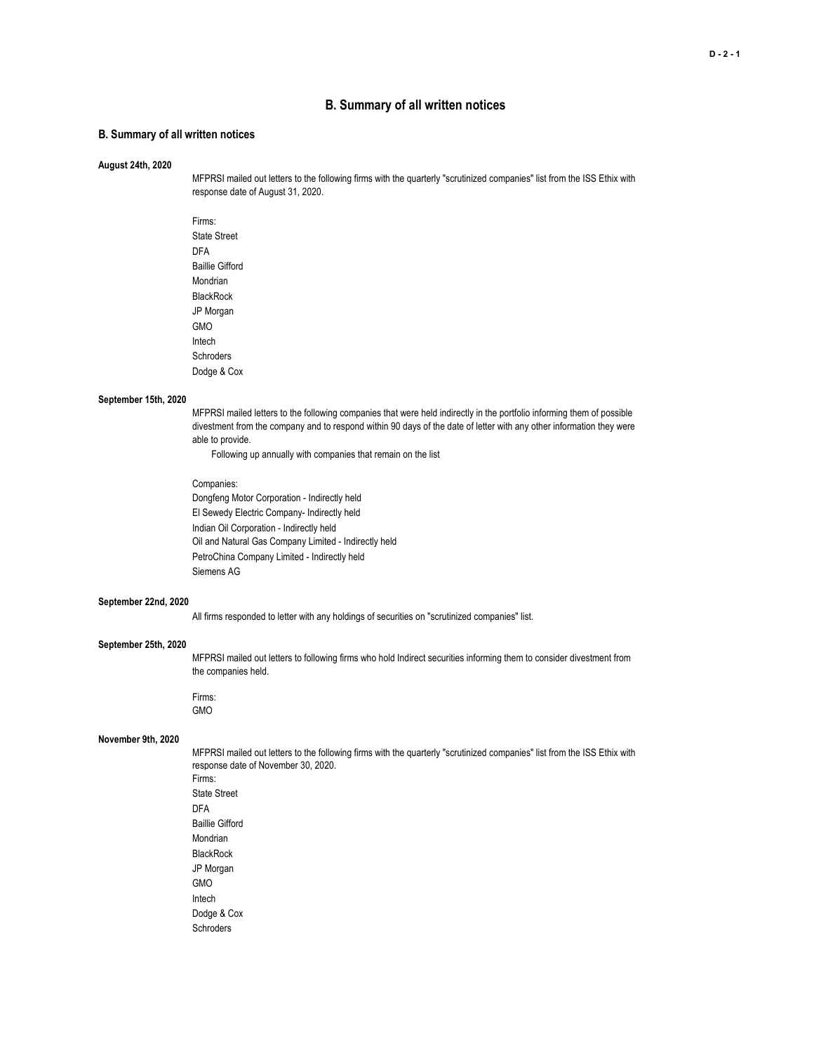# B. Summary of all written notices

## B. Summary of all written notices

**August 24th, 2020**

MFPRSI mailed out letters to the following firms with the quarterly "scrutinized companies" list from the ISS Ethix with response date of August 31, 2020.

Firms:
State Street
DFA
Baillie Gifford
Mondrian
BlackRock
JP Morgan
GMO
Intech
Schroders
Dodge & Cox

**September 15th, 2020**

MFPRSI mailed letters to the following companies that were held indirectly in the portfolio informing them of possible divestment from the company and to respond within 90 days of the date of letter with any other information they were able to provide.

Following up annually with companies that remain on the list

Companies:
Dongfeng Motor Corporation - Indirectly held
El Sewedy Electric Company- Indirectly held
Indian Oil Corporation - Indirectly held
Oil and Natural Gas Company Limited - Indirectly held
PetroChina Company Limited - Indirectly held
Siemens AG

**September 22nd, 2020**

All firms responded to letter with any holdings of securities on "scrutinized companies" list.

**September 25th, 2020**

MFPRSI mailed out letters to following firms who hold Indirect securities informing them to consider divestment from the companies held.

Firms:
GMO

**November 9th, 2020**

MFPRSI mailed out letters to the following firms with the quarterly "scrutinized companies" list from the ISS Ethix with response date of November 30, 2020.

Firms:
State Street
DFA
Baillie Gifford
Mondrian
BlackRock
JP Morgan
GMO
Intech
Dodge & Cox
Schroders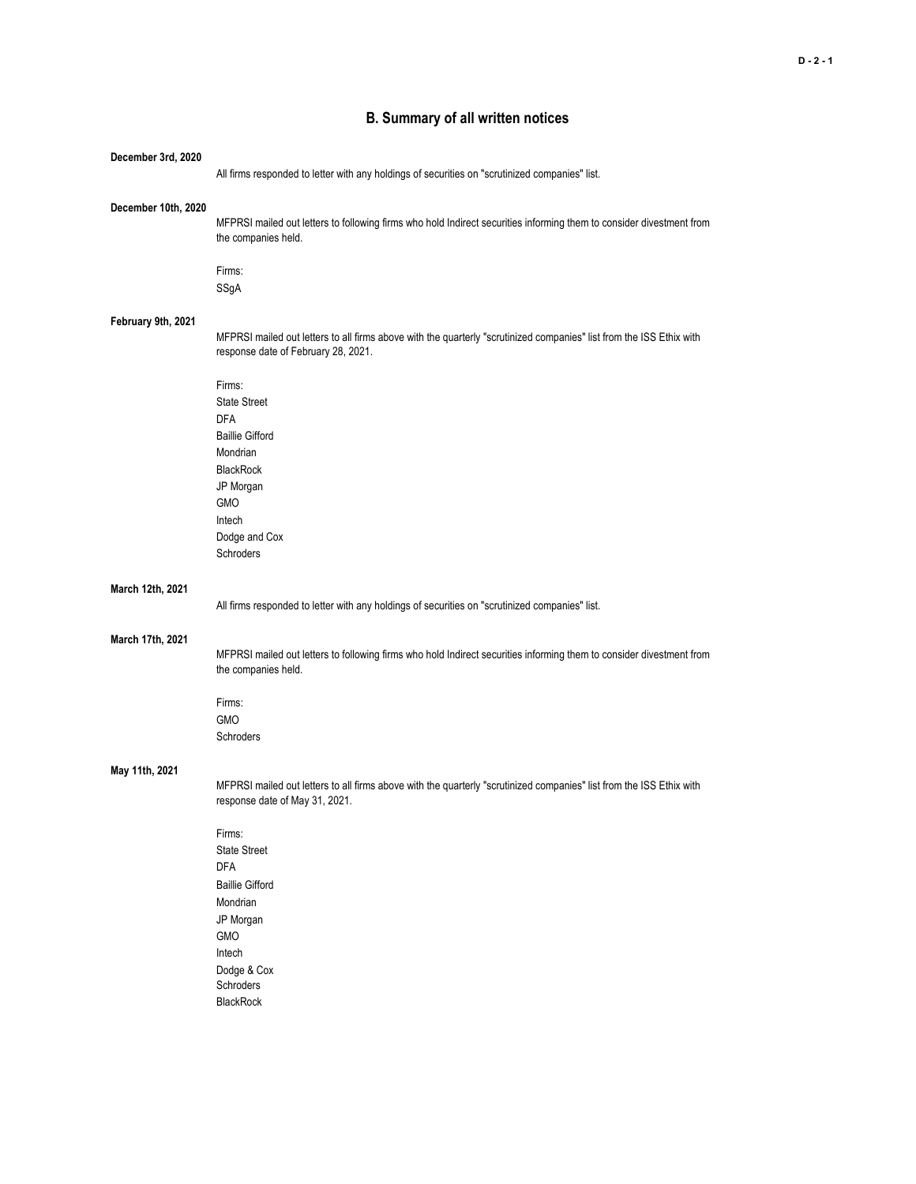## B. Summary of all written notices

**December 3rd, 2020**

All firms responded to letter with any holdings of securities on "scrutinized companies" list.

**December 10th, 2020**

MFPRSI mailed out letters to following firms who hold Indirect securities informing them to consider divestment from the companies held.

Firms:
SSgA

**February 9th, 2021**

MFPRSI mailed out letters to all firms above with the quarterly "scrutinized companies" list from the ISS Ethix with response date of February 28, 2021.

Firms:
State Street
DFA
Baillie Gifford
Mondrian
BlackRock
JP Morgan
GMO
Intech
Dodge and Cox
Schroders

**March 12th, 2021**

All firms responded to letter with any holdings of securities on "scrutinized companies" list.

**March 17th, 2021**

MFPRSI mailed out letters to following firms who hold Indirect securities informing them to consider divestment from the companies held.

Firms:
GMO
Schroders

**May 11th, 2021**

MFPRSI mailed out letters to all firms above with the quarterly "scrutinized companies" list from the ISS Ethix with response date of May 31, 2021.

Firms:
State Street
DFA
Baillie Gifford
Mondrian
JP Morgan
GMO
Intech
Dodge & Cox
Schroders
BlackRock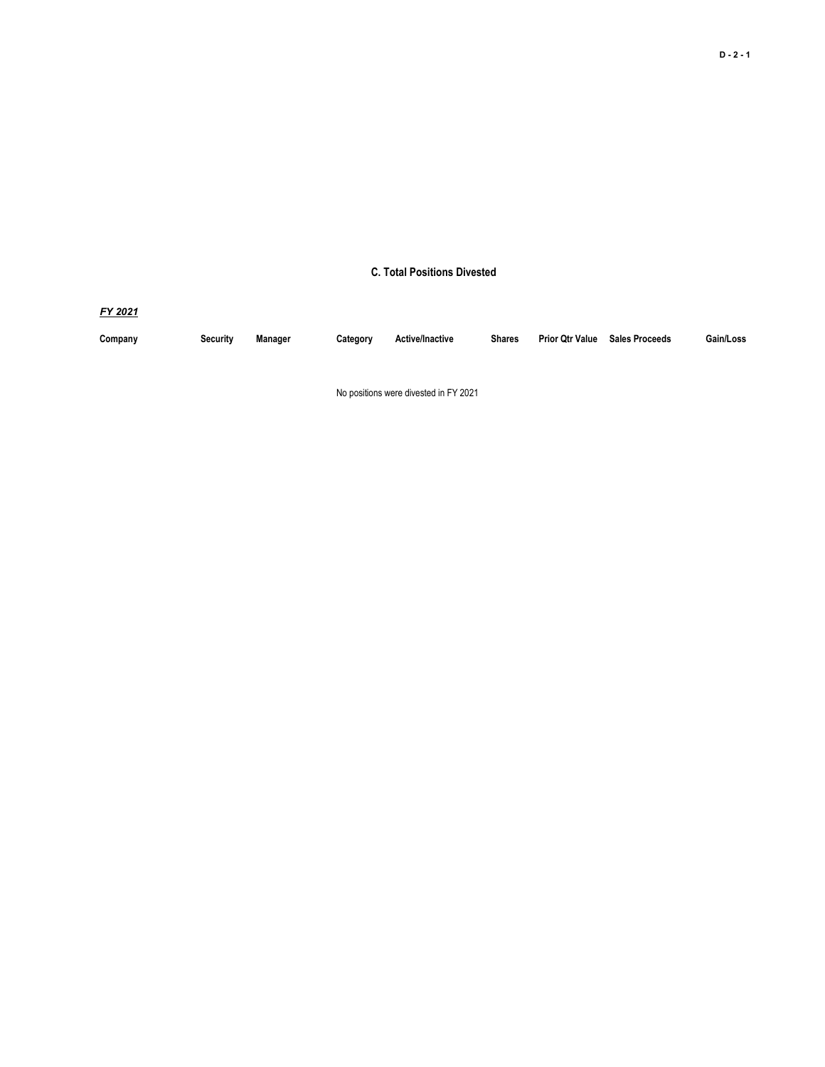## C. Total Positions Divested

***FY 2021***

| Company | Security | Manager | Category | Active/Inactive | Shares | Prior Qtr Value | Sales Proceeds | Gain/Loss |
|---|---|---|---|---|---|---|---|---|

No positions were divested in FY 2021